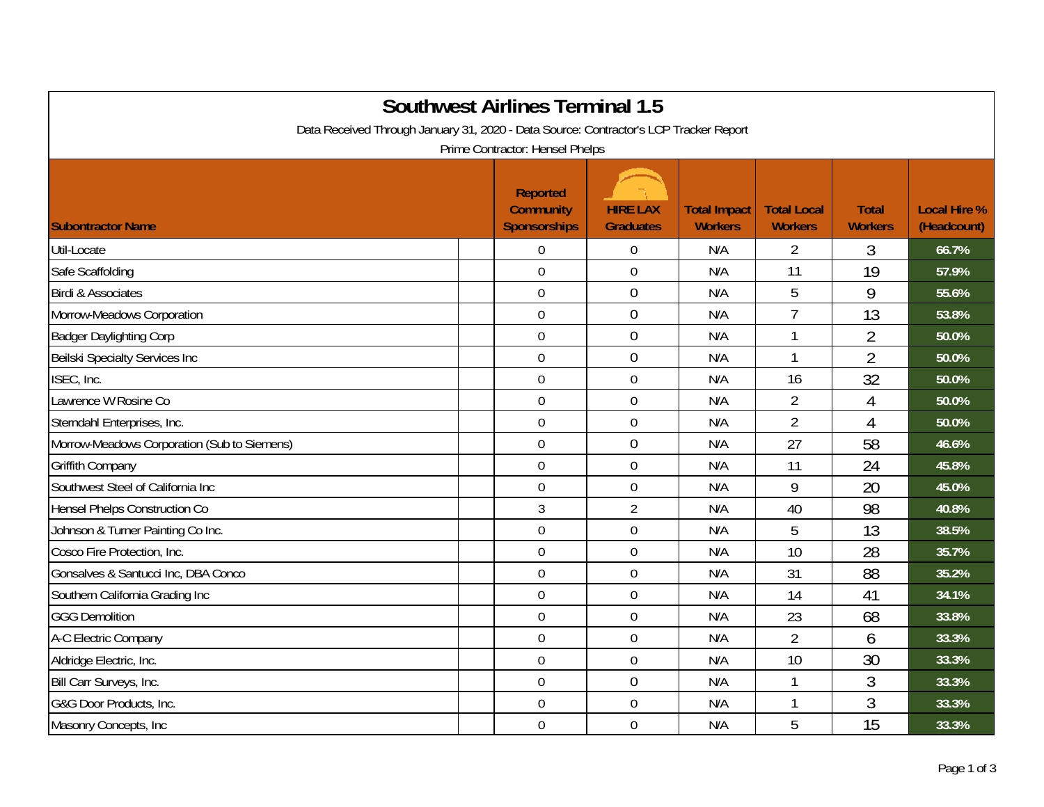# Southwest Airlines Terminal 1.5

Data Received Through January 31, 2020 - Data Source: Contractor's LCP Tracker Report

Prime Contractor: Hensel Phelps

| Subontractor Name | Reported Community Sponsorships | HIRE LAX Graduates | Total Impact Workers | Total Local Workers | Total Workers | Local Hire % (Headcount) |
|---|---|---|---|---|---|---|
| Util-Locate | 0 | 0 | N/A | 2 | 3 | 66.7% |
| Safe Scaffolding | 0 | 0 | N/A | 11 | 19 | 57.9% |
| Birdi & Associates | 0 | 0 | N/A | 5 | 9 | 55.6% |
| Morrow-Meadows Corporation | 0 | 0 | N/A | 7 | 13 | 53.8% |
| Badger Daylighting Corp | 0 | 0 | N/A | 1 | 2 | 50.0% |
| Beilski Specialty Services Inc | 0 | 0 | N/A | 1 | 2 | 50.0% |
| ISEC, Inc. | 0 | 0 | N/A | 16 | 32 | 50.0% |
| Lawrence W Rosine Co | 0 | 0 | N/A | 2 | 4 | 50.0% |
| Sterndahl Enterprises, Inc. | 0 | 0 | N/A | 2 | 4 | 50.0% |
| Morrow-Meadows Corporation (Sub to Siemens) | 0 | 0 | N/A | 27 | 58 | 46.6% |
| Griffith Company | 0 | 0 | N/A | 11 | 24 | 45.8% |
| Southwest Steel of California Inc | 0 | 0 | N/A | 9 | 20 | 45.0% |
| Hensel Phelps Construction Co | 3 | 2 | N/A | 40 | 98 | 40.8% |
| Johnson & Turner Painting Co Inc. | 0 | 0 | N/A | 5 | 13 | 38.5% |
| Cosco Fire Protection, Inc. | 0 | 0 | N/A | 10 | 28 | 35.7% |
| Gonsalves & Santucci Inc, DBA Conco | 0 | 0 | N/A | 31 | 88 | 35.2% |
| Southern California Grading Inc | 0 | 0 | N/A | 14 | 41 | 34.1% |
| GGG Demolition | 0 | 0 | N/A | 23 | 68 | 33.8% |
| A-C Electric Company | 0 | 0 | N/A | 2 | 6 | 33.3% |
| Aldridge Electric, Inc. | 0 | 0 | N/A | 10 | 30 | 33.3% |
| Bill Carr Surveys, Inc. | 0 | 0 | N/A | 1 | 3 | 33.3% |
| G&G Door Products, Inc. | 0 | 0 | N/A | 1 | 3 | 33.3% |
| Masonry Concepts, Inc | 0 | 0 | N/A | 5 | 15 | 33.3% |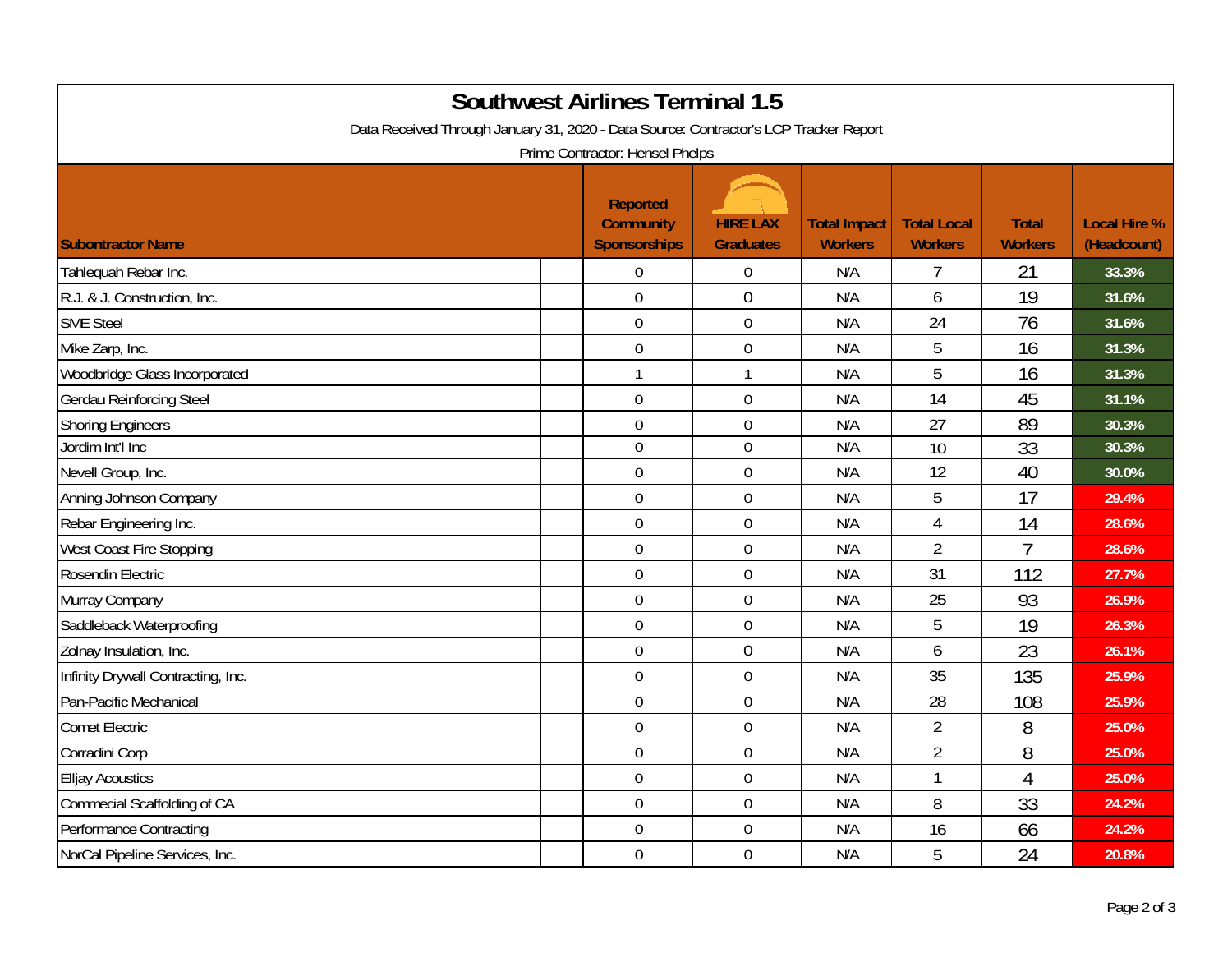# Southwest Airlines Terminal 1.5

Data Received Through January 31, 2020 - Data Source: Contractor's LCP Tracker Report

Prime Contractor: Hensel Phelps

| Subontractor Name | Reported Community Sponsorships | HIRE LAX Graduates | Total Impact Workers | Total Local Workers | Total Workers | Local Hire % (Headcount) |
|---|---|---|---|---|---|---|
| Tahlequah Rebar Inc. | 0 | 0 | N/A | 7 | 21 | 33.3% |
| R.J. & J. Construction, Inc. | 0 | 0 | N/A | 6 | 19 | 31.6% |
| SME Steel | 0 | 0 | N/A | 24 | 76 | 31.6% |
| Mike Zarp, Inc. | 0 | 0 | N/A | 5 | 16 | 31.3% |
| Woodbridge Glass Incorporated | 1 | 1 | N/A | 5 | 16 | 31.3% |
| Gerdau Reinforcing Steel | 0 | 0 | N/A | 14 | 45 | 31.1% |
| Shoring Engineers | 0 | 0 | N/A | 27 | 89 | 30.3% |
| Jordim Int'l Inc | 0 | 0 | N/A | 10 | 33 | 30.3% |
| Nevell Group, Inc. | 0 | 0 | N/A | 12 | 40 | 30.0% |
| Anning Johnson Company | 0 | 0 | N/A | 5 | 17 | 29.4% |
| Rebar Engineering Inc. | 0 | 0 | N/A | 4 | 14 | 28.6% |
| West Coast Fire Stopping | 0 | 0 | N/A | 2 | 7 | 28.6% |
| Rosendin Electric | 0 | 0 | N/A | 31 | 112 | 27.7% |
| Murray Company | 0 | 0 | N/A | 25 | 93 | 26.9% |
| Saddleback Waterproofing | 0 | 0 | N/A | 5 | 19 | 26.3% |
| Zolnay Insulation, Inc. | 0 | 0 | N/A | 6 | 23 | 26.1% |
| Infinity Drywall Contracting, Inc. | 0 | 0 | N/A | 35 | 135 | 25.9% |
| Pan-Pacific Mechanical | 0 | 0 | N/A | 28 | 108 | 25.9% |
| Comet Electric | 0 | 0 | N/A | 2 | 8 | 25.0% |
| Corradini Corp | 0 | 0 | N/A | 2 | 8 | 25.0% |
| Elljay Acoustics | 0 | 0 | N/A | 1 | 4 | 25.0% |
| Commecial Scaffolding of CA | 0 | 0 | N/A | 8 | 33 | 24.2% |
| Performance Contracting | 0 | 0 | N/A | 16 | 66 | 24.2% |
| NorCal Pipeline Services, Inc. | 0 | 0 | N/A | 5 | 24 | 20.8% |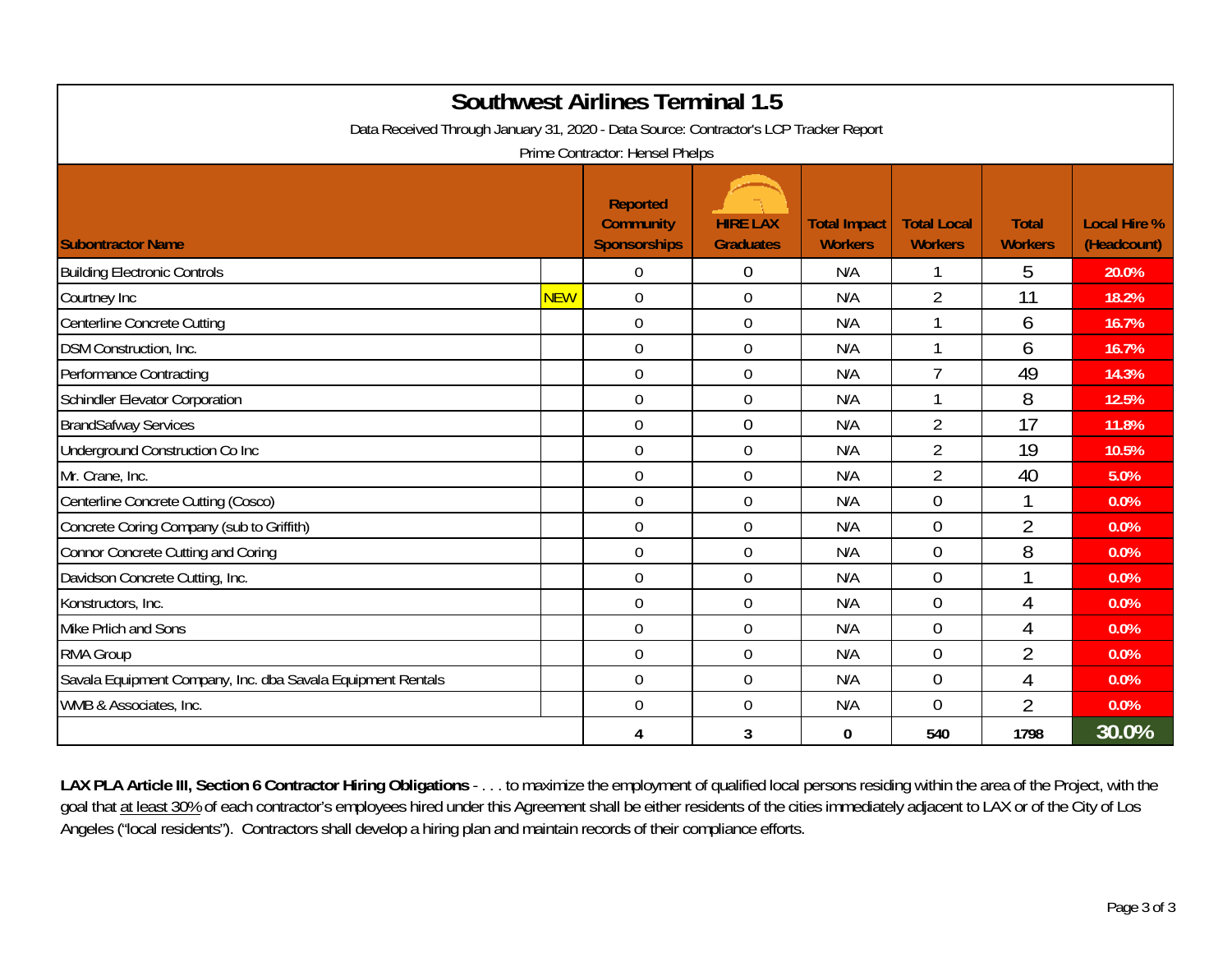# Southwest Airlines Terminal 1.5

Data Received Through January 31, 2020 - Data Source: Contractor's LCP Tracker Report

Prime Contractor: Hensel Phelps

| Subcontractor Name | | Reported Community Sponsorships | HIRE LAX Graduates | Total Impact Workers | Total Local Workers | Total Workers | Local Hire % (Headcount) |
|---|---|---|---|---|---|---|---|
| Building Electronic Controls | | 0 | 0 | N/A | 1 | 5 | 20.0% |
| Courtney Inc | NEW | 0 | 0 | N/A | 2 | 11 | 18.2% |
| Centerline Concrete Cutting | | 0 | 0 | N/A | 1 | 6 | 16.7% |
| DSM Construction, Inc. | | 0 | 0 | N/A | 1 | 6 | 16.7% |
| Performance Contracting | | 0 | 0 | N/A | 7 | 49 | 14.3% |
| Schindler Elevator Corporation | | 0 | 0 | N/A | 1 | 8 | 12.5% |
| BrandSafway Services | | 0 | 0 | N/A | 2 | 17 | 11.8% |
| Underground Construction Co Inc | | 0 | 0 | N/A | 2 | 19 | 10.5% |
| Mr. Crane, Inc. | | 0 | 0 | N/A | 2 | 40 | 5.0% |
| Centerline Concrete Cutting (Cosco) | | 0 | 0 | N/A | 0 | 1 | 0.0% |
| Concrete Coring Company (sub to Griffith) | | 0 | 0 | N/A | 0 | 2 | 0.0% |
| Connor Concrete Cutting and Coring | | 0 | 0 | N/A | 0 | 8 | 0.0% |
| Davidson Concrete Cutting, Inc. | | 0 | 0 | N/A | 0 | 1 | 0.0% |
| Konstructors, Inc. | | 0 | 0 | N/A | 0 | 4 | 0.0% |
| Mike Prlich and Sons | | 0 | 0 | N/A | 0 | 4 | 0.0% |
| RMA Group | | 0 | 0 | N/A | 0 | 2 | 0.0% |
| Savala Equipment Company, Inc. dba Savala Equipment Rentals | | 0 | 0 | N/A | 0 | 4 | 0.0% |
| WMB & Associates, Inc. | | 0 | 0 | N/A | 0 | 2 | 0.0% |
| | | 4 | 3 | 0 | 540 | 1798 | 30.0% |

**LAX PLA Article III, Section 6 Contractor Hiring Obligations** - . . . to maximize the employment of qualified local persons residing within the area of the Project, with the goal that at least 30% of each contractor's employees hired under this Agreement shall be either residents of the cities immediately adjacent to LAX or of the City of Los Angeles ("local residents"). Contractors shall develop a hiring plan and maintain records of their compliance efforts.